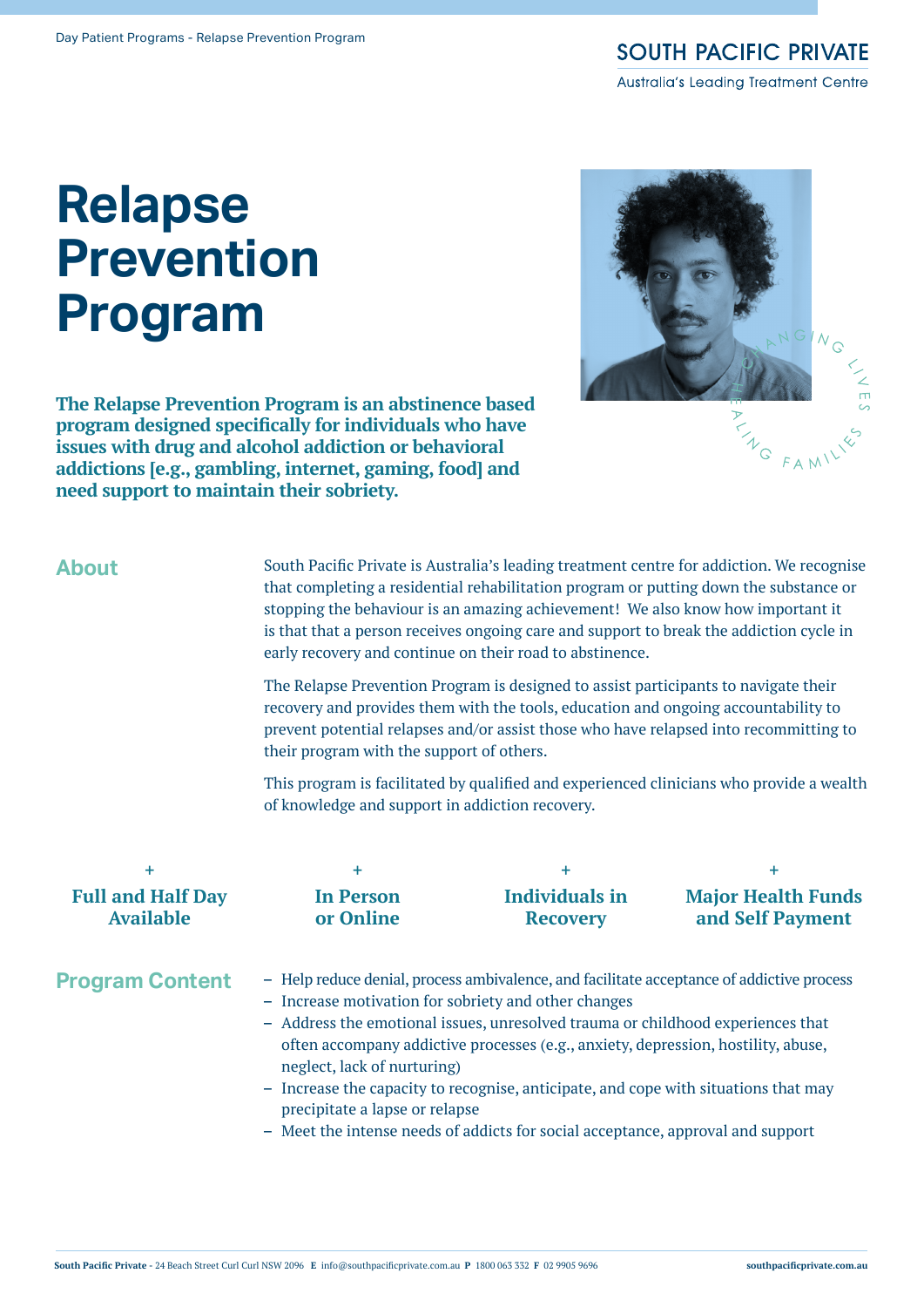# Relapse Prevention Program

**The Relapse Prevention Program is an abstinence based program designed specifically for individuals who have issues with drug and alcohol addiction or behavioral addictions [e.g., gambling, internet, gaming, food] and need support to maintain their sobriety.**

## About

South Pacific Private is Australia's leading treatment centre for addiction. We recognise that completing a residential rehabilitation program or putting down the substance or stopping the behaviour is an amazing achievement! We also know how important it is that that a person receives ongoing care and support to break the addiction cycle in early recovery and continue on their road to abstinence.

The Relapse Prevention Program is designed to assist participants to navigate their recovery and provides them with the tools, education and ongoing accountability to prevent potential relapses and/or assist those who have relapsed into recommitting to their program with the support of others.

This program is facilitated by qualified and experienced clinicians who provide a wealth of knowledge and support in addiction recovery.

+ **Full and Half Day Available**
+ **In Person or Online**
+ **Individuals in Recovery**
+ **Major Health Funds and Self Payment**

## Program Content

- Help reduce denial, process ambivalence, and facilitate acceptance of addictive process
- Increase motivation for sobriety and other changes
- Address the emotional issues, unresolved trauma or childhood experiences that often accompany addictive processes (e.g., anxiety, depression, hostility, abuse, neglect, lack of nurturing)
- Increase the capacity to recognise, anticipate, and cope with situations that may precipitate a lapse or relapse
- Meet the intense needs of addicts for social acceptance, approval and support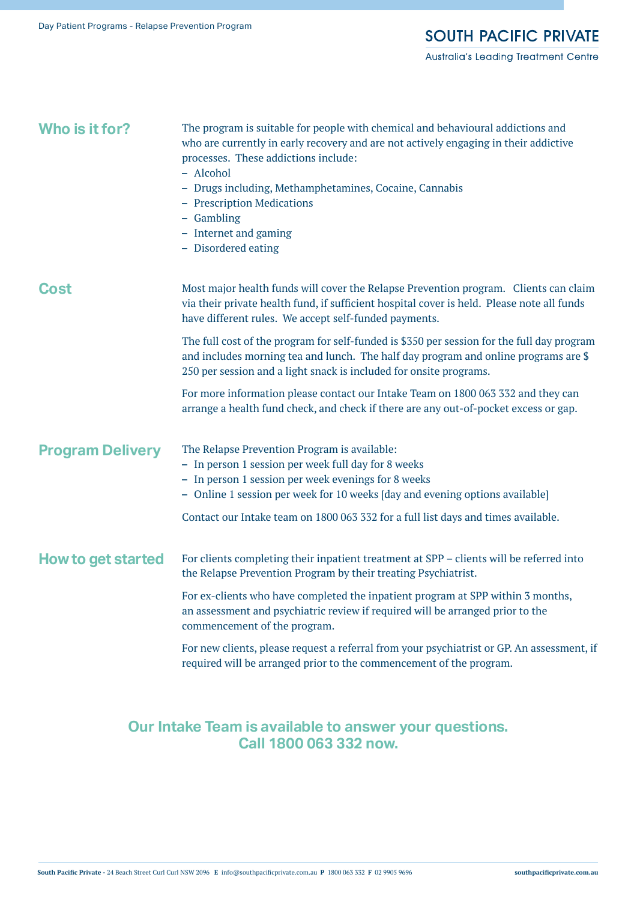## Who is it for?

The program is suitable for people with chemical and behavioural addictions and who are currently in early recovery and are not actively engaging in their addictive processes. These addictions include:

- Alcohol
- Drugs including, Methamphetamines, Cocaine, Cannabis
- Prescription Medications
- Gambling
- Internet and gaming
- Disordered eating

## Cost

Most major health funds will cover the Relapse Prevention program. Clients can claim via their private health fund, if sufficient hospital cover is held. Please note all funds have different rules. We accept self-funded payments.

The full cost of the program for self-funded is $350 per session for the full day program and includes morning tea and lunch. The half day program and online programs are $ 250 per session and a light snack is included for onsite programs.

For more information please contact our Intake Team on 1800 063 332 and they can arrange a health fund check, and check if there are any out-of-pocket excess or gap.

## Program Delivery

The Relapse Prevention Program is available:

- In person 1 session per week full day for 8 weeks
- In person 1 session per week evenings for 8 weeks
- Online 1 session per week for 10 weeks [day and evening options available]

Contact our Intake team on 1800 063 332 for a full list days and times available.

## How to get started

For clients completing their inpatient treatment at SPP – clients will be referred into the Relapse Prevention Program by their treating Psychiatrist.

For ex-clients who have completed the inpatient program at SPP within 3 months, an assessment and psychiatric review if required will be arranged prior to the commencement of the program.

For new clients, please request a referral from your psychiatrist or GP. An assessment, if required will be arranged prior to the commencement of the program.

**Our Intake Team is available to answer your questions.**
**Call 1800 063 332 now.**

**South Pacific Private** - 24 Beach Street Curl Curl NSW 2096 **E** info@southpacificprivate.com.au **P** 1800 063 332 **F** 02 9905 9696 **southpacificprivate.com.au**